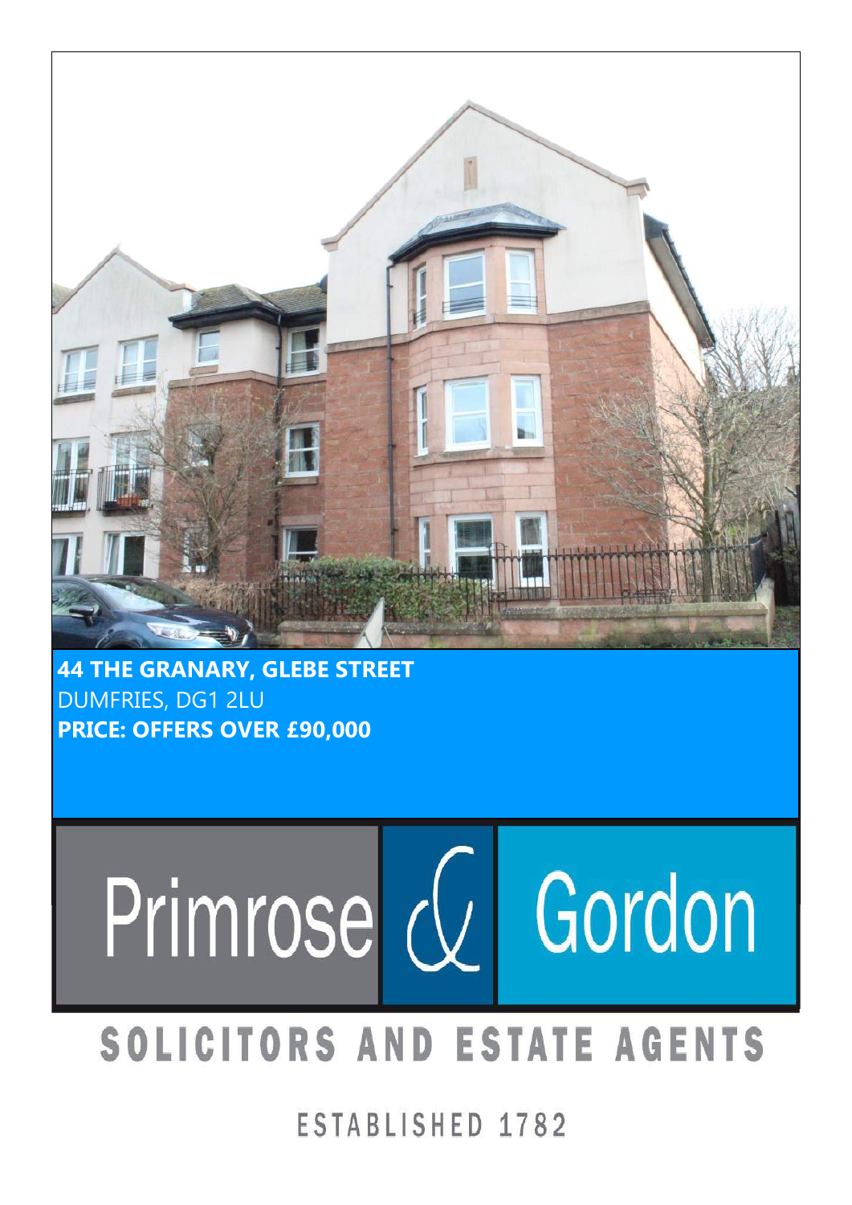**44 THE GRANARY, GLEBE STREET**
DUMFRIES, DG1 2LU
**PRICE: OFFERS OVER £90,000**

Primrose & Gordon

SOLICITORS AND ESTATE AGENTS

ESTABLISHED 1782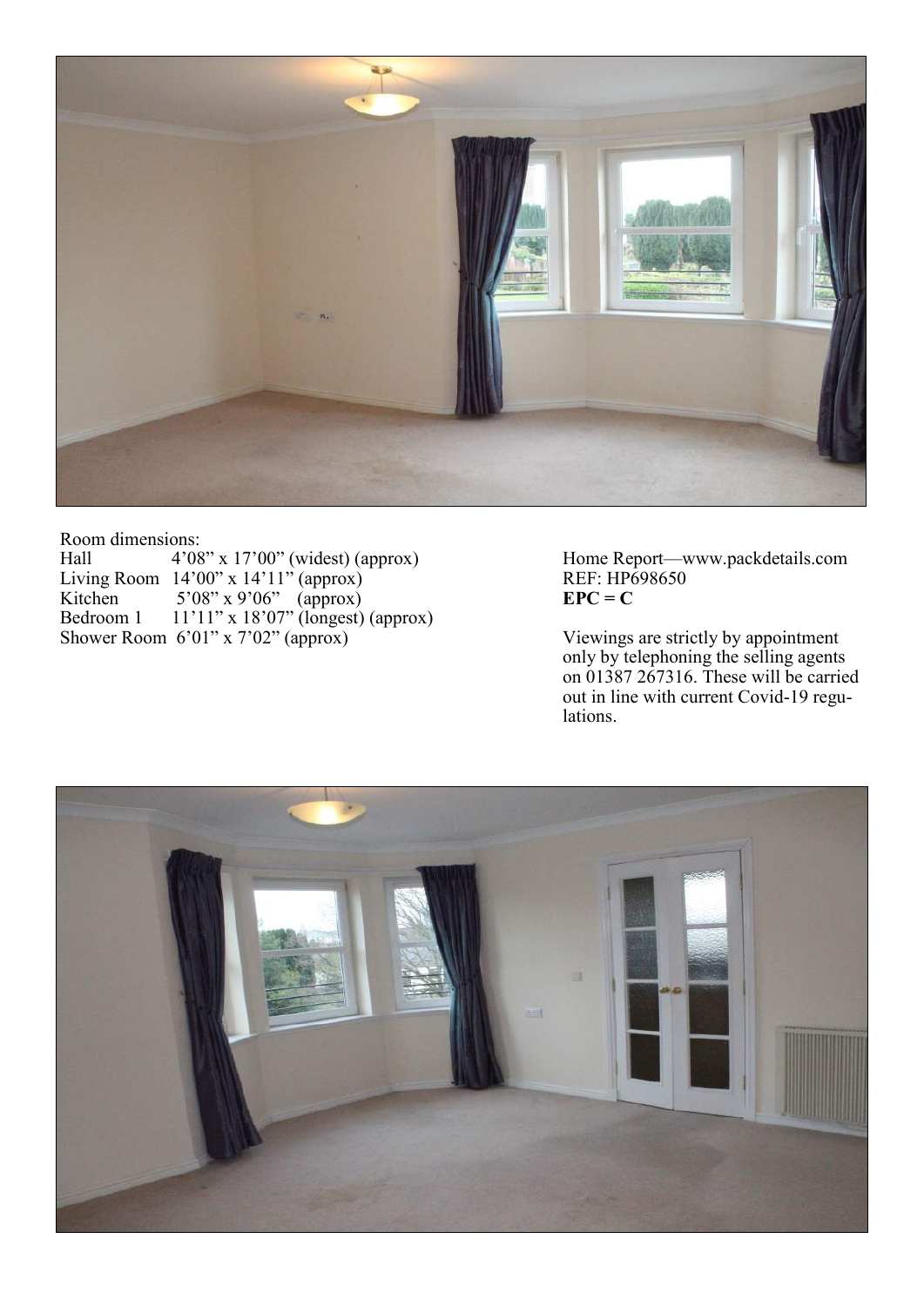Room dimensions:

| | |
|---|---|
| Hall | 4'08" x 17'00" (widest) (approx) |
| Living Room | 14'00" x 14'11" (approx) |
| Kitchen | 5'08" x 9'06" (approx) |
| Bedroom 1 | 11'11" x 18'07" (longest) (approx) |
| Shower Room | 6'01" x 7'02" (approx) |

Home Report—www.packdetails.com
REF: HP698650
**EPC = C**

Viewings are strictly by appointment only by telephoning the selling agents on 01387 267316. These will be carried out in line with current Covid-19 regulations.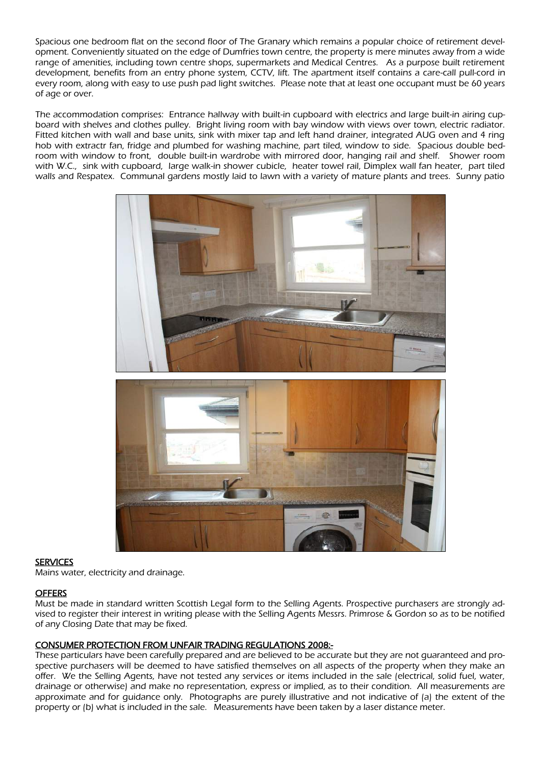Spacious one bedroom flat on the second floor of The Granary which remains a popular choice of retirement development. Conveniently situated on the edge of Dumfries town centre, the property is mere minutes away from a wide range of amenities, including town centre shops, supermarkets and Medical Centres.  As a purpose built retirement development, benefits from an entry phone system, CCTV, lift. The apartment itself contains a care-call pull-cord in every room, along with easy to use push pad light switches.  Please note that at least one occupant must be 60 years of age or over.

The accommodation comprises:  Entrance hallway with built-in cupboard with electrics and large built-in airing cupboard with shelves and clothes pulley.  Bright living room with bay window with views over town, electric radiator. Fitted kitchen with wall and base units, sink with mixer tap and left hand drainer, integrated AUG oven and 4 ring hob with extractr fan, fridge and plumbed for washing machine, part tiled, window to side.  Spacious double bedroom with window to front,  double built-in wardrobe with mirrored door, hanging rail and shelf.   Shower room with W.C., sink with cupboard, large walk-in shower cubicle, heater towel rail, Dimplex wall fan heater, part tiled walls and Respatex.  Communal gardens mostly laid to lawn with a variety of mature plants and trees.  Sunny patio

## SERVICES

Mains water, electricity and drainage.

## OFFERS

Must be made in standard written Scottish Legal form to the Selling Agents. Prospective purchasers are strongly advised to register their interest in writing please with the Selling Agents Messrs. Primrose & Gordon so as to be notified of any Closing Date that may be fixed.

## CONSUMER PROTECTION FROM UNFAIR TRADING REGULATIONS 2008:-

These particulars have been carefully prepared and are believed to be accurate but they are not guaranteed and prospective purchasers will be deemed to have satisfied themselves on all aspects of the property when they make an offer.  We the Selling Agents, have not tested any services or items included in the sale (electrical, solid fuel, water, drainage or otherwise) and make no representation, express or implied, as to their condition.  All measurements are approximate and for guidance only.  Photographs are purely illustrative and not indicative of (a) the extent of the property or (b) what is included in the sale.  Measurements have been taken by a laser distance meter.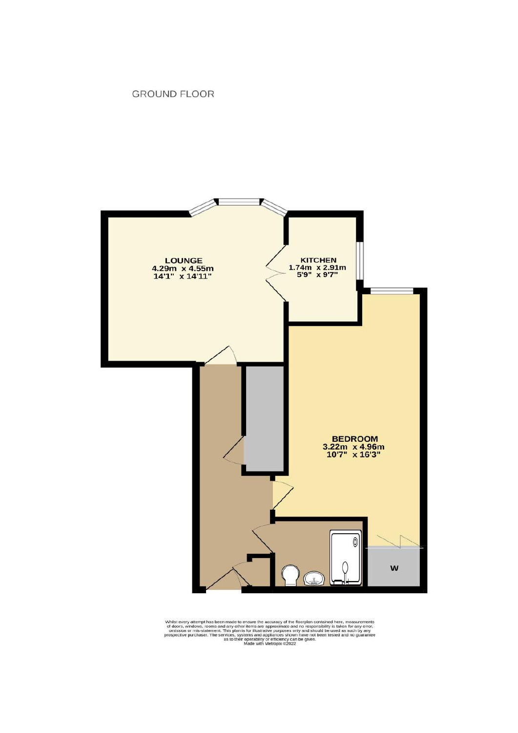GROUND FLOOR

LOUNGE
4.29m x 4.55m
14'1" x 14'11"

KITCHEN
1.74m x 2.91m
5'9" x 9'7"

BEDROOM
3.22m x 4.96m
10'7" x 16'3"

W

Whilst every attempt has been made to ensure the accuracy of the floorplan contained here, measurements of doors, windows, rooms and any other items are approximate and no responsibility is taken for any error, omission or mis-statement. This plan is for illustrative purposes only and should be used as such by any prospective purchaser. The services, systems and appliances shown have not been tested and no guarantee as to their operability or efficiency can be given.
Made with Metropix ©2022